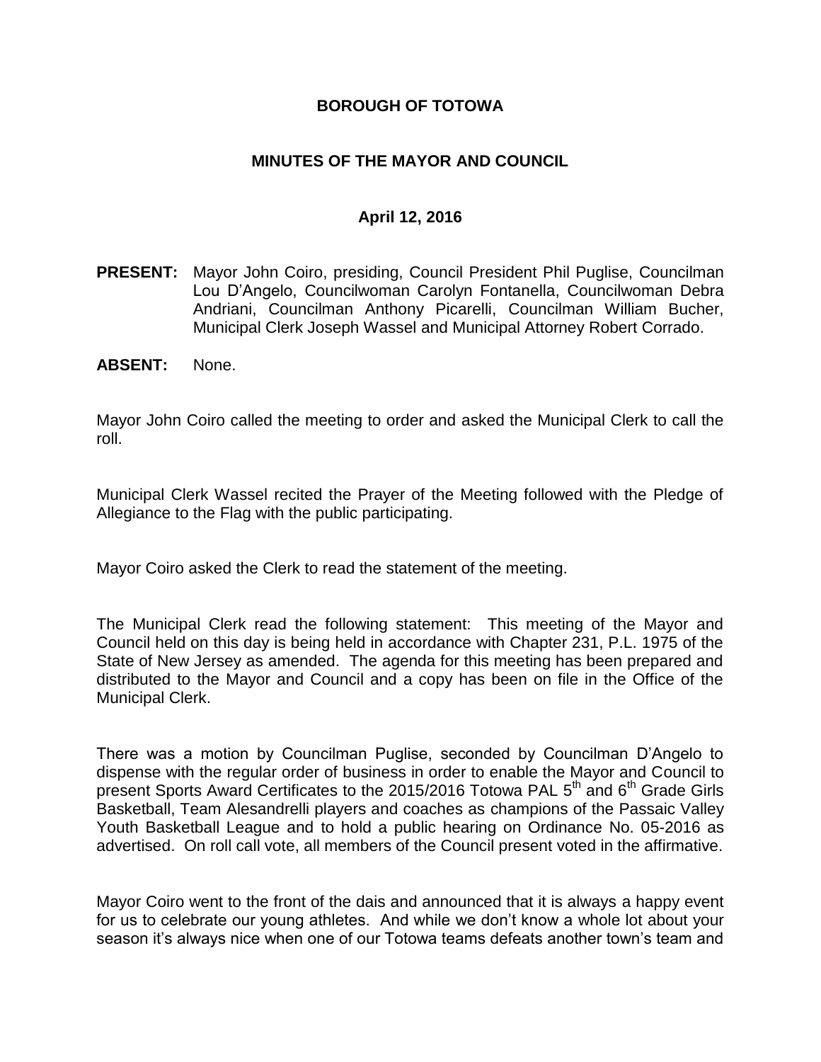# BOROUGH OF TOTOWA

## MINUTES OF THE MAYOR AND COUNCIL

### April 12, 2016

**PRESENT:** Mayor John Coiro, presiding, Council President Phil Puglise, Councilman Lou D'Angelo, Councilwoman Carolyn Fontanella, Councilwoman Debra Andriani, Councilman Anthony Picarelli, Councilman William Bucher, Municipal Clerk Joseph Wassel and Municipal Attorney Robert Corrado.

**ABSENT:** None.

Mayor John Coiro called the meeting to order and asked the Municipal Clerk to call the roll.

Municipal Clerk Wassel recited the Prayer of the Meeting followed with the Pledge of Allegiance to the Flag with the public participating.

Mayor Coiro asked the Clerk to read the statement of the meeting.

The Municipal Clerk read the following statement: This meeting of the Mayor and Council held on this day is being held in accordance with Chapter 231, P.L. 1975 of the State of New Jersey as amended. The agenda for this meeting has been prepared and distributed to the Mayor and Council and a copy has been on file in the Office of the Municipal Clerk.

There was a motion by Councilman Puglise, seconded by Councilman D'Angelo to dispense with the regular order of business in order to enable the Mayor and Council to present Sports Award Certificates to the 2015/2016 Totowa PAL 5th and 6th Grade Girls Basketball, Team Alesandrelli players and coaches as champions of the Passaic Valley Youth Basketball League and to hold a public hearing on Ordinance No. 05-2016 as advertised. On roll call vote, all members of the Council present voted in the affirmative.

Mayor Coiro went to the front of the dais and announced that it is always a happy event for us to celebrate our young athletes. And while we don't know a whole lot about your season it's always nice when one of our Totowa teams defeats another town's team and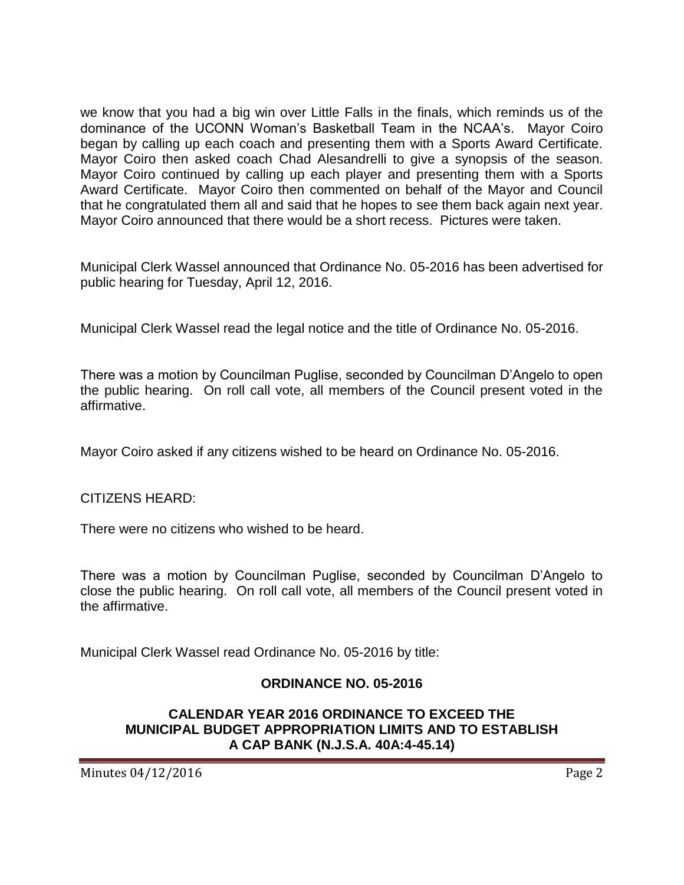we know that you had a big win over Little Falls in the finals, which reminds us of the dominance of the UCONN Woman's Basketball Team in the NCAA's. Mayor Coiro began by calling up each coach and presenting them with a Sports Award Certificate. Mayor Coiro then asked coach Chad Alesandrelli to give a synopsis of the season. Mayor Coiro continued by calling up each player and presenting them with a Sports Award Certificate. Mayor Coiro then commented on behalf of the Mayor and Council that he congratulated them all and said that he hopes to see them back again next year. Mayor Coiro announced that there would be a short recess. Pictures were taken.

Municipal Clerk Wassel announced that Ordinance No. 05-2016 has been advertised for public hearing for Tuesday, April 12, 2016.

Municipal Clerk Wassel read the legal notice and the title of Ordinance No. 05-2016.

There was a motion by Councilman Puglise, seconded by Councilman D'Angelo to open the public hearing. On roll call vote, all members of the Council present voted in the affirmative.

Mayor Coiro asked if any citizens wished to be heard on Ordinance No. 05-2016.

CITIZENS HEARD:

There were no citizens who wished to be heard.

There was a motion by Councilman Puglise, seconded by Councilman D'Angelo to close the public hearing. On roll call vote, all members of the Council present voted in the affirmative.

Municipal Clerk Wassel read Ordinance No. 05-2016 by title:

**ORDINANCE NO. 05-2016**

**CALENDAR YEAR 2016 ORDINANCE TO EXCEED THE MUNICIPAL BUDGET APPROPRIATION LIMITS AND TO ESTABLISH A CAP BANK (N.J.S.A. 40A:4-45.14)**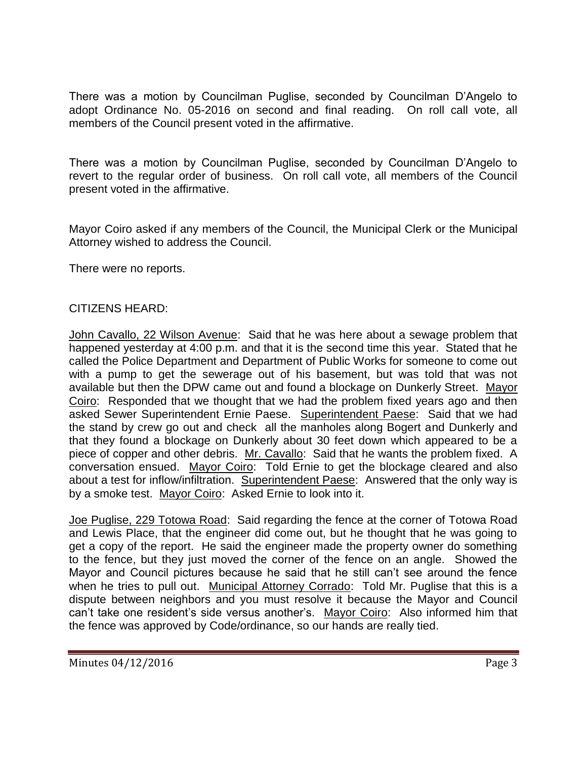There was a motion by Councilman Puglise, seconded by Councilman D'Angelo to adopt Ordinance No. 05-2016 on second and final reading. On roll call vote, all members of the Council present voted in the affirmative.

There was a motion by Councilman Puglise, seconded by Councilman D'Angelo to revert to the regular order of business. On roll call vote, all members of the Council present voted in the affirmative.

Mayor Coiro asked if any members of the Council, the Municipal Clerk or the Municipal Attorney wished to address the Council.

There were no reports.

CITIZENS HEARD:

John Cavallo, 22 Wilson Avenue: Said that he was here about a sewage problem that happened yesterday at 4:00 p.m. and that it is the second time this year. Stated that he called the Police Department and Department of Public Works for someone to come out with a pump to get the sewerage out of his basement, but was told that was not available but then the DPW came out and found a blockage on Dunkerly Street. Mayor Coiro: Responded that we thought that we had the problem fixed years ago and then asked Sewer Superintendent Ernie Paese. Superintendent Paese: Said that we had the stand by crew go out and check all the manholes along Bogert and Dunkerly and that they found a blockage on Dunkerly about 30 feet down which appeared to be a piece of copper and other debris. Mr. Cavallo: Said that he wants the problem fixed. A conversation ensued. Mayor Coiro: Told Ernie to get the blockage cleared and also about a test for inflow/infiltration. Superintendent Paese: Answered that the only way is by a smoke test. Mayor Coiro: Asked Ernie to look into it.

Joe Puglise, 229 Totowa Road: Said regarding the fence at the corner of Totowa Road and Lewis Place, that the engineer did come out, but he thought that he was going to get a copy of the report. He said the engineer made the property owner do something to the fence, but they just moved the corner of the fence on an angle. Showed the Mayor and Council pictures because he said that he still can't see around the fence when he tries to pull out. Municipal Attorney Corrado: Told Mr. Puglise that this is a dispute between neighbors and you must resolve it because the Mayor and Council can't take one resident's side versus another's. Mayor Coiro: Also informed him that the fence was approved by Code/ordinance, so our hands are really tied.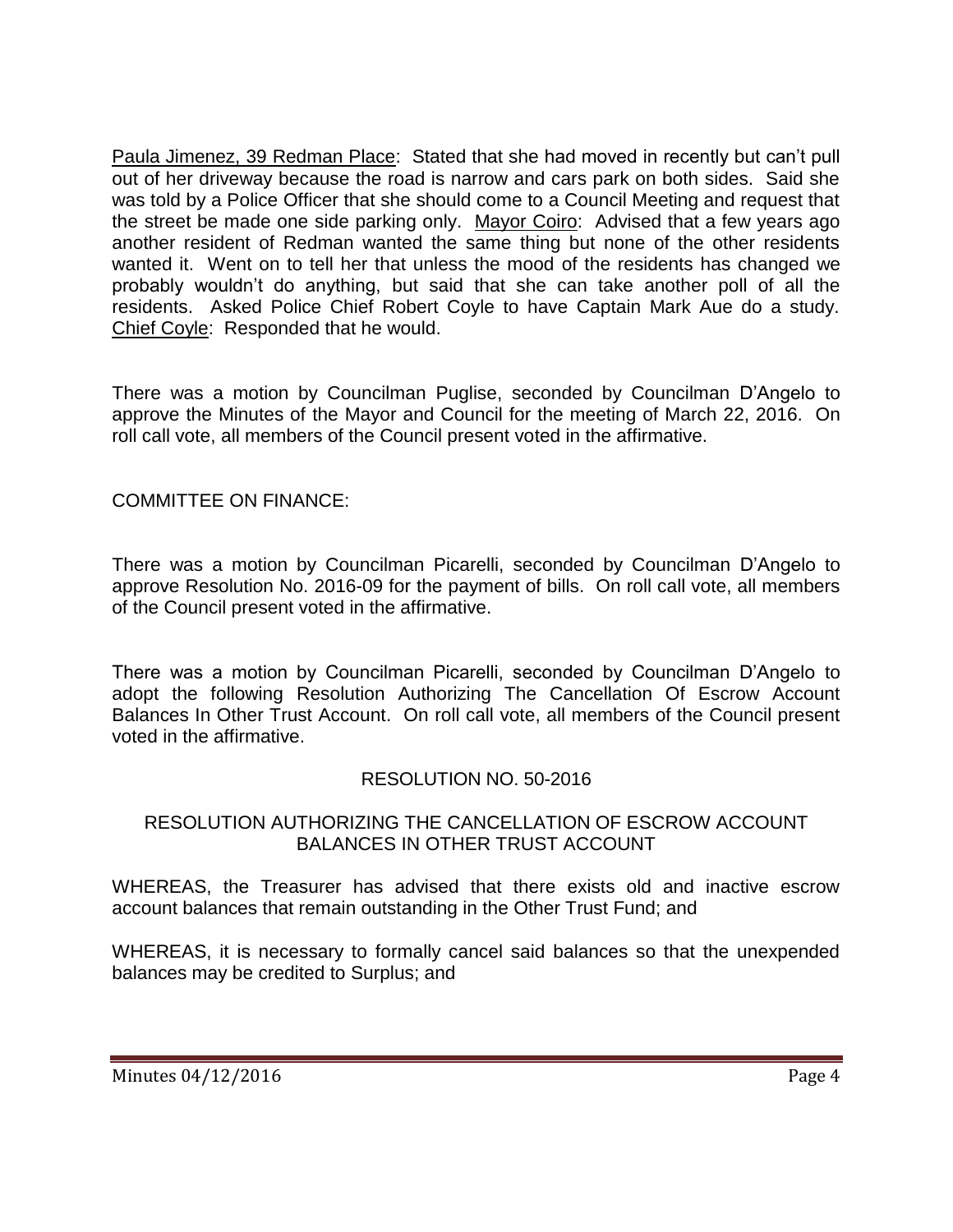Paula Jimenez, 39 Redman Place: Stated that she had moved in recently but can't pull out of her driveway because the road is narrow and cars park on both sides. Said she was told by a Police Officer that she should come to a Council Meeting and request that the street be made one side parking only. Mayor Coiro: Advised that a few years ago another resident of Redman wanted the same thing but none of the other residents wanted it. Went on to tell her that unless the mood of the residents has changed we probably wouldn't do anything, but said that she can take another poll of all the residents. Asked Police Chief Robert Coyle to have Captain Mark Aue do a study. Chief Coyle: Responded that he would.

There was a motion by Councilman Puglise, seconded by Councilman D'Angelo to approve the Minutes of the Mayor and Council for the meeting of March 22, 2016. On roll call vote, all members of the Council present voted in the affirmative.

COMMITTEE ON FINANCE:

There was a motion by Councilman Picarelli, seconded by Councilman D'Angelo to approve Resolution No. 2016-09 for the payment of bills. On roll call vote, all members of the Council present voted in the affirmative.

There was a motion by Councilman Picarelli, seconded by Councilman D'Angelo to adopt the following Resolution Authorizing The Cancellation Of Escrow Account Balances In Other Trust Account. On roll call vote, all members of the Council present voted in the affirmative.

RESOLUTION NO. 50-2016

RESOLUTION AUTHORIZING THE CANCELLATION OF ESCROW ACCOUNT BALANCES IN OTHER TRUST ACCOUNT

WHEREAS, the Treasurer has advised that there exists old and inactive escrow account balances that remain outstanding in the Other Trust Fund; and

WHEREAS, it is necessary to formally cancel said balances so that the unexpended balances may be credited to Surplus; and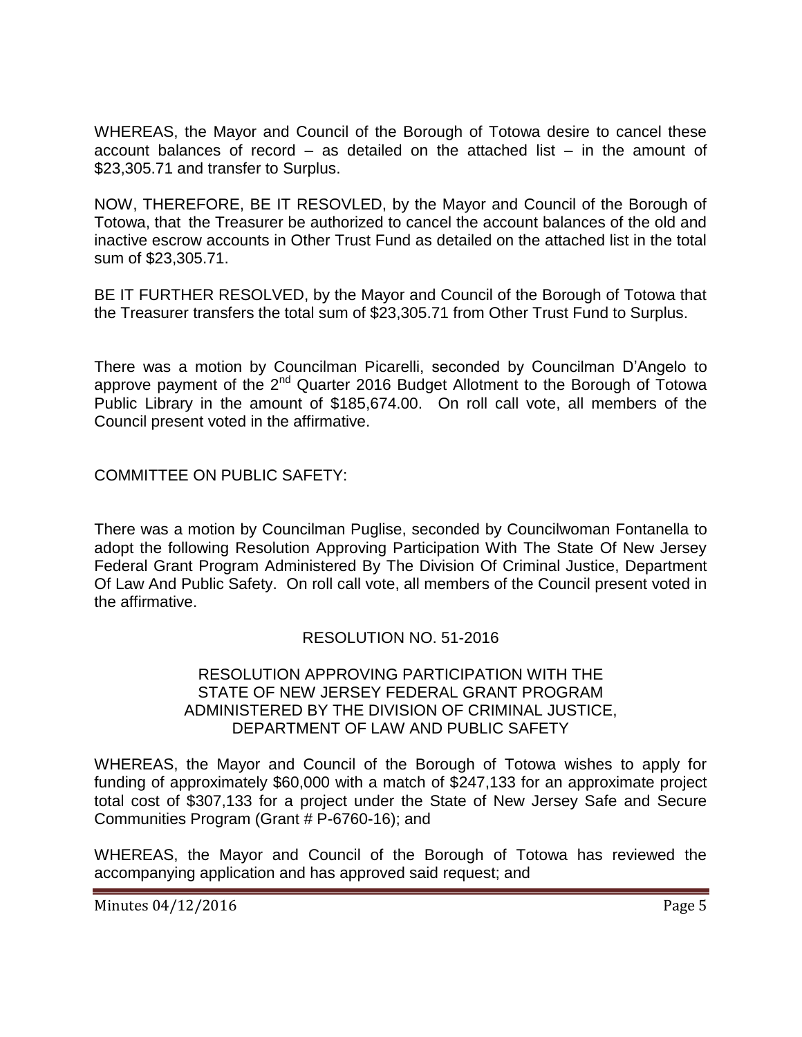WHEREAS, the Mayor and Council of the Borough of Totowa desire to cancel these account balances of record – as detailed on the attached list – in the amount of $23,305.71 and transfer to Surplus.

NOW, THEREFORE, BE IT RESOVLED, by the Mayor and Council of the Borough of Totowa, that the Treasurer be authorized to cancel the account balances of the old and inactive escrow accounts in Other Trust Fund as detailed on the attached list in the total sum of $23,305.71.

BE IT FURTHER RESOLVED, by the Mayor and Council of the Borough of Totowa that the Treasurer transfers the total sum of $23,305.71 from Other Trust Fund to Surplus.

There was a motion by Councilman Picarelli, seconded by Councilman D'Angelo to approve payment of the 2nd Quarter 2016 Budget Allotment to the Borough of Totowa Public Library in the amount of $185,674.00. On roll call vote, all members of the Council present voted in the affirmative.

COMMITTEE ON PUBLIC SAFETY:

There was a motion by Councilman Puglise, seconded by Councilwoman Fontanella to adopt the following Resolution Approving Participation With The State Of New Jersey Federal Grant Program Administered By The Division Of Criminal Justice, Department Of Law And Public Safety. On roll call vote, all members of the Council present voted in the affirmative.

RESOLUTION NO. 51-2016

RESOLUTION APPROVING PARTICIPATION WITH THE STATE OF NEW JERSEY FEDERAL GRANT PROGRAM ADMINISTERED BY THE DIVISION OF CRIMINAL JUSTICE, DEPARTMENT OF LAW AND PUBLIC SAFETY

WHEREAS, the Mayor and Council of the Borough of Totowa wishes to apply for funding of approximately $60,000 with a match of $247,133 for an approximate project total cost of $307,133 for a project under the State of New Jersey Safe and Secure Communities Program (Grant # P-6760-16); and

WHEREAS, the Mayor and Council of the Borough of Totowa has reviewed the accompanying application and has approved said request; and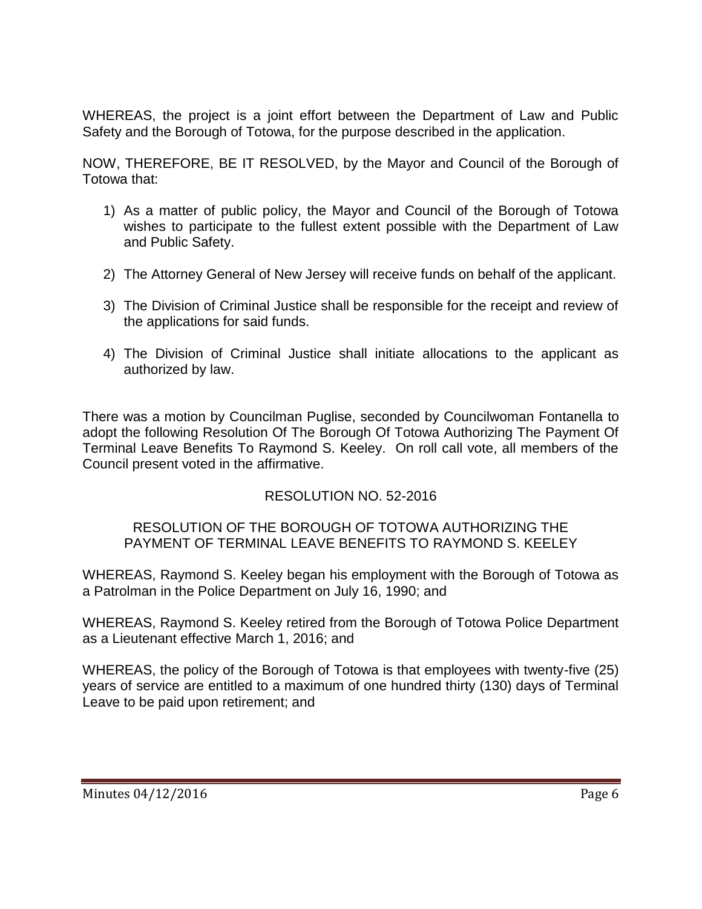WHEREAS, the project is a joint effort between the Department of Law and Public Safety and the Borough of Totowa, for the purpose described in the application.

NOW, THEREFORE, BE IT RESOLVED, by the Mayor and Council of the Borough of Totowa that:

1) As a matter of public policy, the Mayor and Council of the Borough of Totowa wishes to participate to the fullest extent possible with the Department of Law and Public Safety.

2) The Attorney General of New Jersey will receive funds on behalf of the applicant.

3) The Division of Criminal Justice shall be responsible for the receipt and review of the applications for said funds.

4) The Division of Criminal Justice shall initiate allocations to the applicant as authorized by law.

There was a motion by Councilman Puglise, seconded by Councilwoman Fontanella to adopt the following Resolution Of The Borough Of Totowa Authorizing The Payment Of Terminal Leave Benefits To Raymond S. Keeley. On roll call vote, all members of the Council present voted in the affirmative.

RESOLUTION NO. 52-2016

RESOLUTION OF THE BOROUGH OF TOTOWA AUTHORIZING THE PAYMENT OF TERMINAL LEAVE BENEFITS TO RAYMOND S. KEELEY

WHEREAS, Raymond S. Keeley began his employment with the Borough of Totowa as a Patrolman in the Police Department on July 16, 1990; and

WHEREAS, Raymond S. Keeley retired from the Borough of Totowa Police Department as a Lieutenant effective March 1, 2016; and

WHEREAS, the policy of the Borough of Totowa is that employees with twenty-five (25) years of service are entitled to a maximum of one hundred thirty (130) days of Terminal Leave to be paid upon retirement; and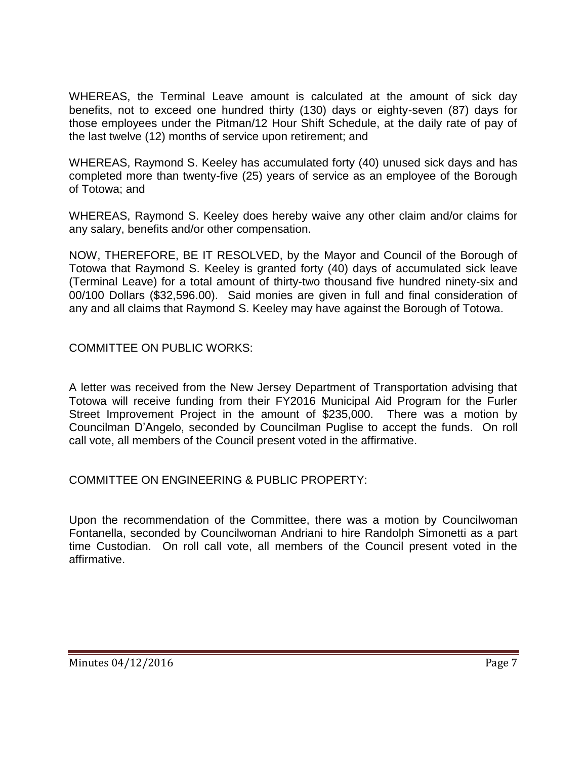WHEREAS, the Terminal Leave amount is calculated at the amount of sick day benefits, not to exceed one hundred thirty (130) days or eighty-seven (87) days for those employees under the Pitman/12 Hour Shift Schedule, at the daily rate of pay of the last twelve (12) months of service upon retirement; and

WHEREAS, Raymond S. Keeley has accumulated forty (40) unused sick days and has completed more than twenty-five (25) years of service as an employee of the Borough of Totowa; and

WHEREAS, Raymond S. Keeley does hereby waive any other claim and/or claims for any salary, benefits and/or other compensation.

NOW, THEREFORE, BE IT RESOLVED, by the Mayor and Council of the Borough of Totowa that Raymond S. Keeley is granted forty (40) days of accumulated sick leave (Terminal Leave) for a total amount of thirty-two thousand five hundred ninety-six and 00/100 Dollars ($32,596.00). Said monies are given in full and final consideration of any and all claims that Raymond S. Keeley may have against the Borough of Totowa.

COMMITTEE ON PUBLIC WORKS:

A letter was received from the New Jersey Department of Transportation advising that Totowa will receive funding from their FY2016 Municipal Aid Program for the Furler Street Improvement Project in the amount of $235,000. There was a motion by Councilman D'Angelo, seconded by Councilman Puglise to accept the funds. On roll call vote, all members of the Council present voted in the affirmative.

COMMITTEE ON ENGINEERING & PUBLIC PROPERTY:

Upon the recommendation of the Committee, there was a motion by Councilwoman Fontanella, seconded by Councilwoman Andriani to hire Randolph Simonetti as a part time Custodian. On roll call vote, all members of the Council present voted in the affirmative.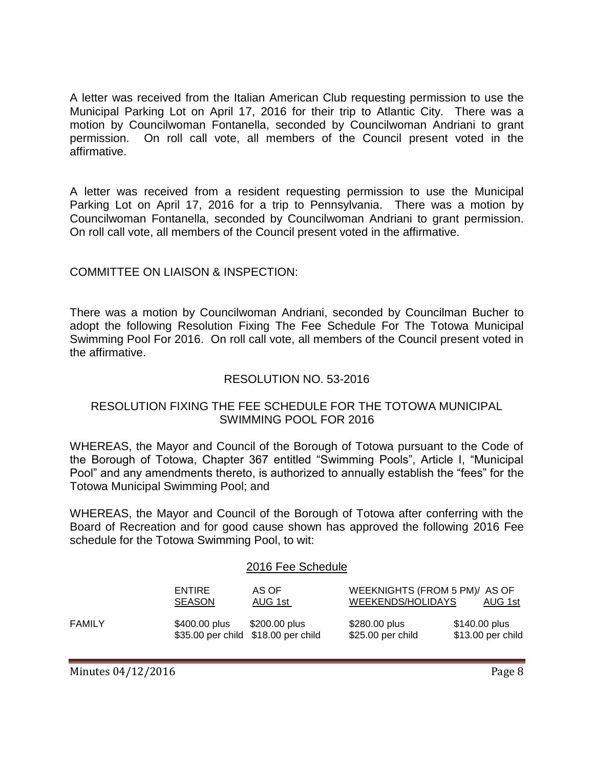A letter was received from the Italian American Club requesting permission to use the Municipal Parking Lot on April 17, 2016 for their trip to Atlantic City. There was a motion by Councilwoman Fontanella, seconded by Councilwoman Andriani to grant permission. On roll call vote, all members of the Council present voted in the affirmative.

A letter was received from a resident requesting permission to use the Municipal Parking Lot on April 17, 2016 for a trip to Pennsylvania. There was a motion by Councilwoman Fontanella, seconded by Councilwoman Andriani to grant permission. On roll call vote, all members of the Council present voted in the affirmative.

COMMITTEE ON LIAISON & INSPECTION:

There was a motion by Councilwoman Andriani, seconded by Councilman Bucher to adopt the following Resolution Fixing The Fee Schedule For The Totowa Municipal Swimming Pool For 2016. On roll call vote, all members of the Council present voted in the affirmative.

RESOLUTION NO. 53-2016

RESOLUTION FIXING THE FEE SCHEDULE FOR THE TOTOWA MUNICIPAL SWIMMING POOL FOR 2016

WHEREAS, the Mayor and Council of the Borough of Totowa pursuant to the Code of the Borough of Totowa, Chapter 367 entitled "Swimming Pools", Article I, "Municipal Pool" and any amendments thereto, is authorized to annually establish the "fees" for the Totowa Municipal Swimming Pool; and

WHEREAS, the Mayor and Council of the Borough of Totowa after conferring with the Board of Recreation and for good cause shown has approved the following 2016 Fee schedule for the Totowa Swimming Pool, to wit:

2016 Fee Schedule

| | ENTIRE SEASON | AS OF AUG 1st | WEEKNIGHTS (FROM 5 PM)/ WEEKENDS/HOLIDAYS | AS OF AUG 1st |
|---|---|---|---|---|
| FAMILY | \$400.00 plus \$35.00 per child | \$200.00 plus \$18.00 per child | \$280.00 plus \$25.00 per child | \$140.00 plus \$13.00 per child |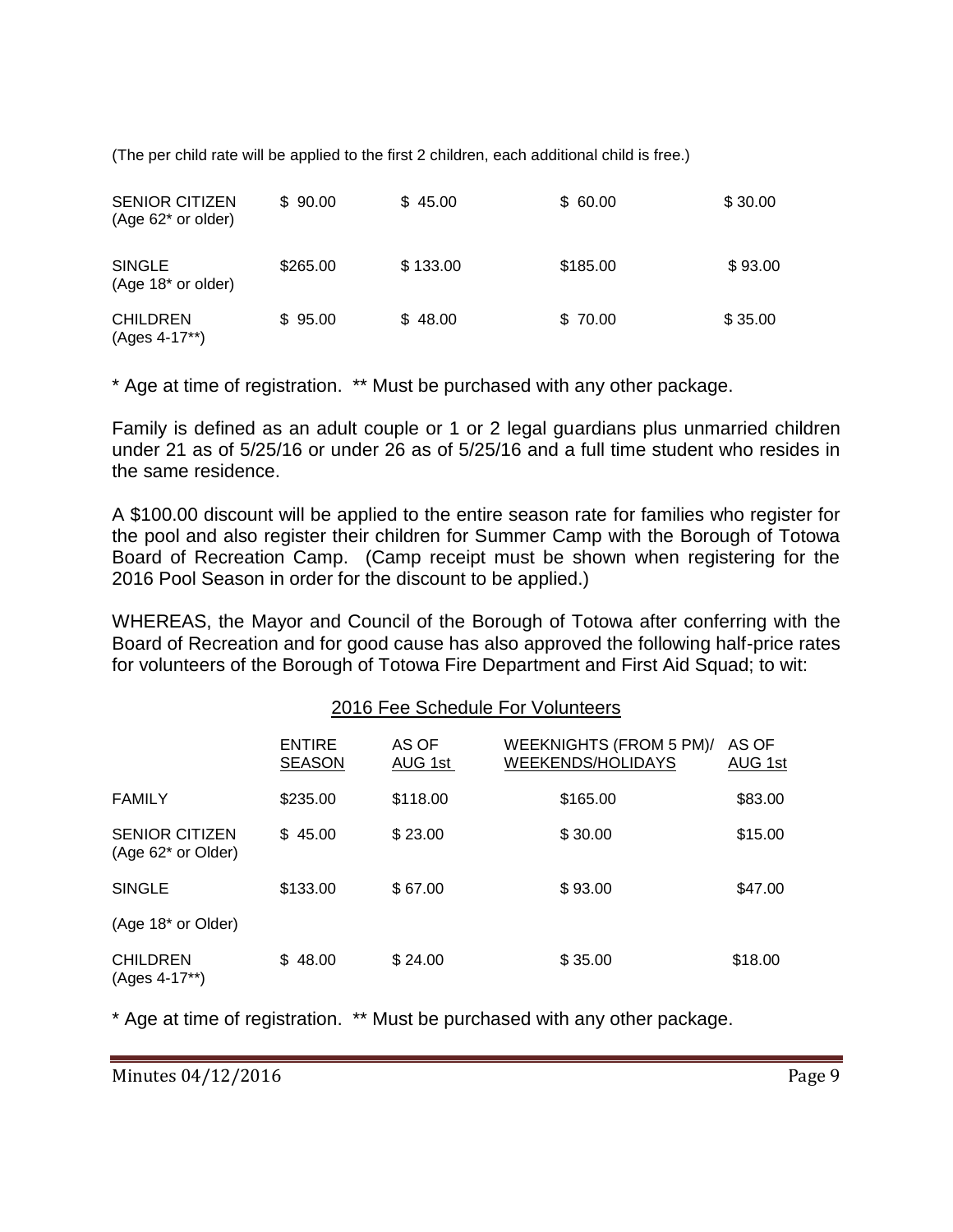(The per child rate will be applied to the first 2 children, each additional child is free.)

| | | | | |
|---|---|---|---|---|
| SENIOR CITIZEN (Age 62* or older) | $ 90.00 | $ 45.00 | $ 60.00 | $ 30.00 |
| SINGLE (Age 18* or older) | $265.00 | $ 133.00 | $185.00 | $ 93.00 |
| CHILDREN (Ages 4-17**) | $ 95.00 | $ 48.00 | $ 70.00 | $ 35.00 |

\* Age at time of registration. ** Must be purchased with any other package.

Family is defined as an adult couple or 1 or 2 legal guardians plus unmarried children under 21 as of 5/25/16 or under 26 as of 5/25/16 and a full time student who resides in the same residence.

A $100.00 discount will be applied to the entire season rate for families who register for the pool and also register their children for Summer Camp with the Borough of Totowa Board of Recreation Camp. (Camp receipt must be shown when registering for the 2016 Pool Season in order for the discount to be applied.)

WHEREAS, the Mayor and Council of the Borough of Totowa after conferring with the Board of Recreation and for good cause has also approved the following half-price rates for volunteers of the Borough of Totowa Fire Department and First Aid Squad; to wit:

2016 Fee Schedule For Volunteers

| | ENTIRE SEASON | AS OF AUG 1st | WEEKNIGHTS (FROM 5 PM)/ WEEKENDS/HOLIDAYS | AS OF AUG 1st |
|---|---|---|---|---|
| FAMILY | $235.00 | $118.00 | $165.00 | $83.00 |
| SENIOR CITIZEN (Age 62* or Older) | $ 45.00 | $ 23.00 | $ 30.00 | $15.00 |
| SINGLE (Age 18* or Older) | $133.00 | $ 67.00 | $ 93.00 | $47.00 |
| CHILDREN (Ages 4-17**) | $ 48.00 | $ 24.00 | $ 35.00 | $18.00 |

\* Age at time of registration. ** Must be purchased with any other package.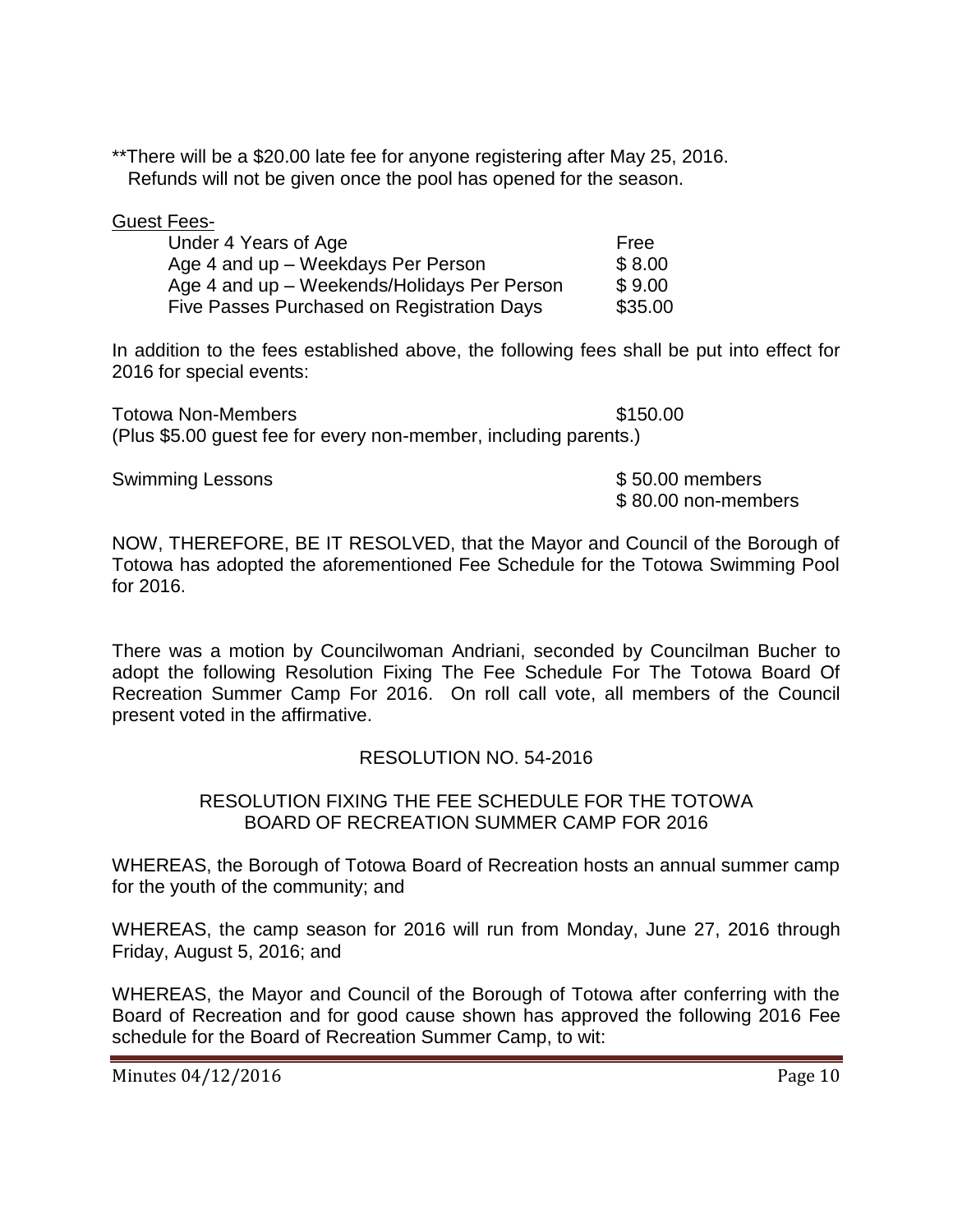**There will be a $20.00 late fee for anyone registering after May 25, 2016.
Refunds will not be given once the pool has opened for the season.

Guest Fees-

| | |
|---|---|
| Under 4 Years of Age | Free |
| Age 4 and up – Weekdays Per Person | $ 8.00 |
| Age 4 and up – Weekends/Holidays Per Person | $ 9.00 |
| Five Passes Purchased on Registration Days | $35.00 |

In addition to the fees established above, the following fees shall be put into effect for 2016 for special events:

Totowa Non-Members $150.00
(Plus $5.00 guest fee for every non-member, including parents.)

Swimming Lessons $ 50.00 members
$ 80.00 non-members

NOW, THEREFORE, BE IT RESOLVED, that the Mayor and Council of the Borough of Totowa has adopted the aforementioned Fee Schedule for the Totowa Swimming Pool for 2016.

There was a motion by Councilwoman Andriani, seconded by Councilman Bucher to adopt the following Resolution Fixing The Fee Schedule For The Totowa Board Of Recreation Summer Camp For 2016. On roll call vote, all members of the Council present voted in the affirmative.

RESOLUTION NO. 54-2016

RESOLUTION FIXING THE FEE SCHEDULE FOR THE TOTOWA BOARD OF RECREATION SUMMER CAMP FOR 2016

WHEREAS, the Borough of Totowa Board of Recreation hosts an annual summer camp for the youth of the community; and

WHEREAS, the camp season for 2016 will run from Monday, June 27, 2016 through Friday, August 5, 2016; and

WHEREAS, the Mayor and Council of the Borough of Totowa after conferring with the Board of Recreation and for good cause shown has approved the following 2016 Fee schedule for the Board of Recreation Summer Camp, to wit: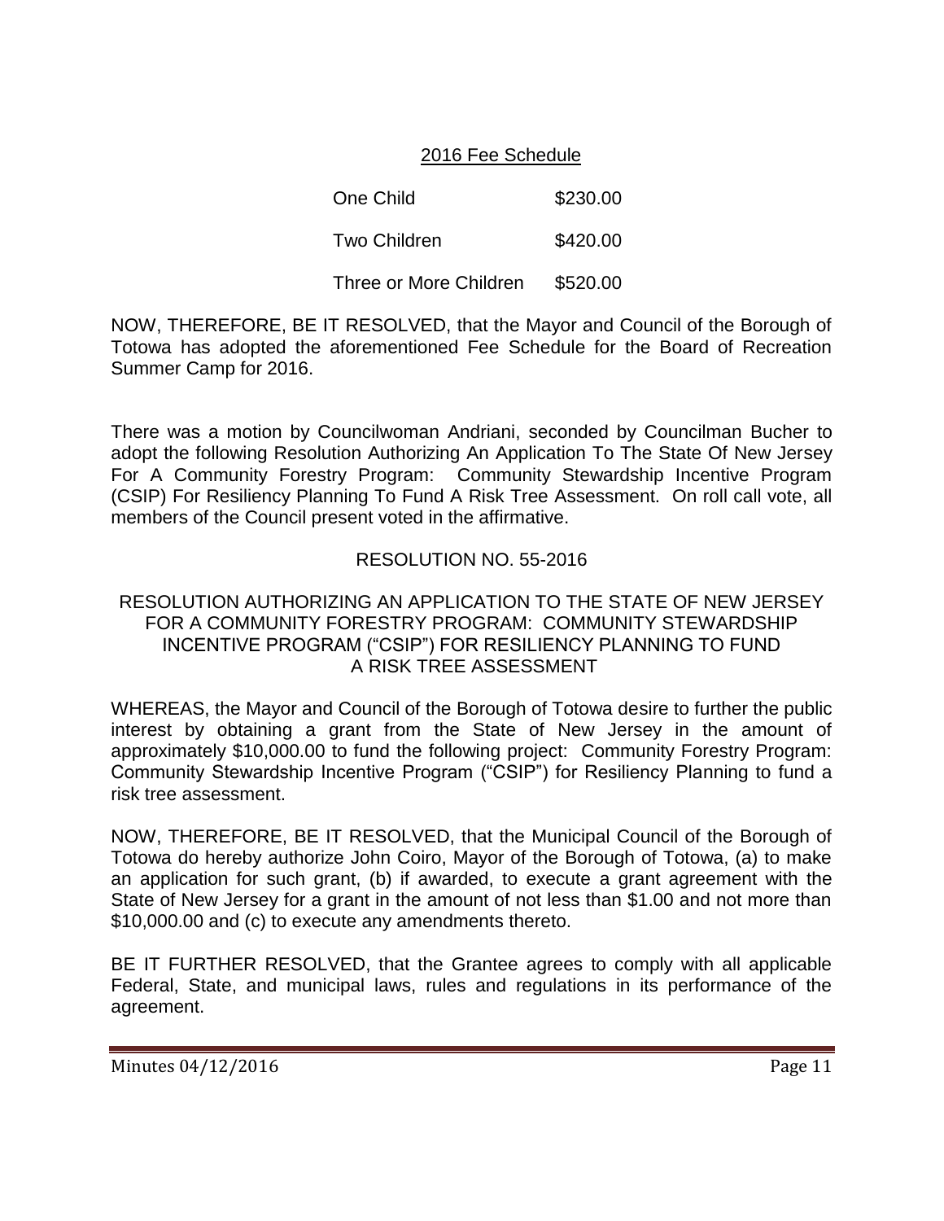<u>2016 Fee Schedule</u>

| | |
|---|---|
| One Child | $230.00 |
| Two Children | $420.00 |
| Three or More Children | $520.00 |

NOW, THEREFORE, BE IT RESOLVED, that the Mayor and Council of the Borough of Totowa has adopted the aforementioned Fee Schedule for the Board of Recreation Summer Camp for 2016.

There was a motion by Councilwoman Andriani, seconded by Councilman Bucher to adopt the following Resolution Authorizing An Application To The State Of New Jersey For A Community Forestry Program: Community Stewardship Incentive Program (CSIP) For Resiliency Planning To Fund A Risk Tree Assessment. On roll call vote, all members of the Council present voted in the affirmative.

RESOLUTION NO. 55-2016

RESOLUTION AUTHORIZING AN APPLICATION TO THE STATE OF NEW JERSEY FOR A COMMUNITY FORESTRY PROGRAM: COMMUNITY STEWARDSHIP INCENTIVE PROGRAM ("CSIP") FOR RESILIENCY PLANNING TO FUND A RISK TREE ASSESSMENT

WHEREAS, the Mayor and Council of the Borough of Totowa desire to further the public interest by obtaining a grant from the State of New Jersey in the amount of approximately $10,000.00 to fund the following project: Community Forestry Program: Community Stewardship Incentive Program ("CSIP") for Resiliency Planning to fund a risk tree assessment.

NOW, THEREFORE, BE IT RESOLVED, that the Municipal Council of the Borough of Totowa do hereby authorize John Coiro, Mayor of the Borough of Totowa, (a) to make an application for such grant, (b) if awarded, to execute a grant agreement with the State of New Jersey for a grant in the amount of not less than $1.00 and not more than $10,000.00 and (c) to execute any amendments thereto.

BE IT FURTHER RESOLVED, that the Grantee agrees to comply with all applicable Federal, State, and municipal laws, rules and regulations in its performance of the agreement.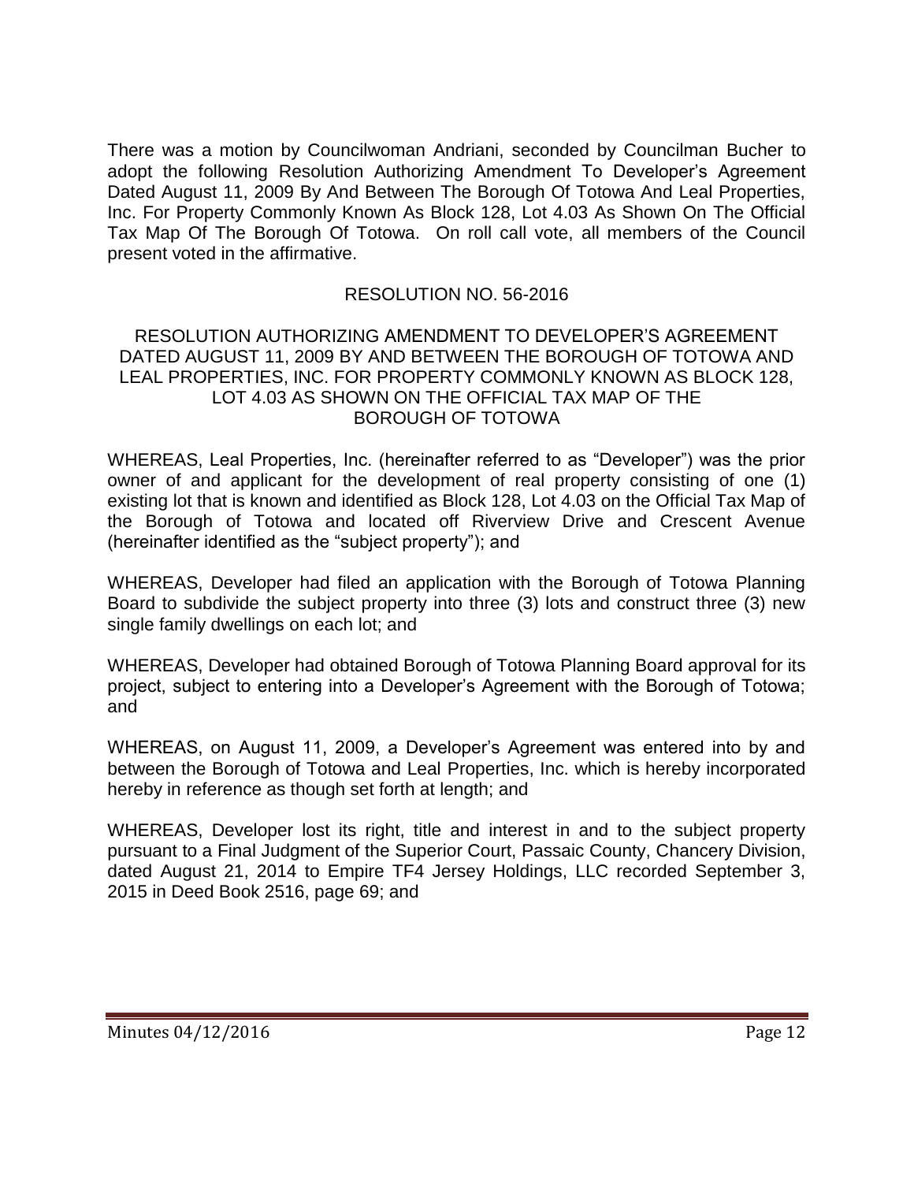There was a motion by Councilwoman Andriani, seconded by Councilman Bucher to adopt the following Resolution Authorizing Amendment To Developer's Agreement Dated August 11, 2009 By And Between The Borough Of Totowa And Leal Properties, Inc. For Property Commonly Known As Block 128, Lot 4.03 As Shown On The Official Tax Map Of The Borough Of Totowa. On roll call vote, all members of the Council present voted in the affirmative.

RESOLUTION NO. 56-2016

RESOLUTION AUTHORIZING AMENDMENT TO DEVELOPER'S AGREEMENT DATED AUGUST 11, 2009 BY AND BETWEEN THE BOROUGH OF TOTOWA AND LEAL PROPERTIES, INC. FOR PROPERTY COMMONLY KNOWN AS BLOCK 128, LOT 4.03 AS SHOWN ON THE OFFICIAL TAX MAP OF THE BOROUGH OF TOTOWA

WHEREAS, Leal Properties, Inc. (hereinafter referred to as "Developer") was the prior owner of and applicant for the development of real property consisting of one (1) existing lot that is known and identified as Block 128, Lot 4.03 on the Official Tax Map of the Borough of Totowa and located off Riverview Drive and Crescent Avenue (hereinafter identified as the "subject property"); and

WHEREAS, Developer had filed an application with the Borough of Totowa Planning Board to subdivide the subject property into three (3) lots and construct three (3) new single family dwellings on each lot; and

WHEREAS, Developer had obtained Borough of Totowa Planning Board approval for its project, subject to entering into a Developer's Agreement with the Borough of Totowa; and

WHEREAS, on August 11, 2009, a Developer's Agreement was entered into by and between the Borough of Totowa and Leal Properties, Inc. which is hereby incorporated hereby in reference as though set forth at length; and

WHEREAS, Developer lost its right, title and interest in and to the subject property pursuant to a Final Judgment of the Superior Court, Passaic County, Chancery Division, dated August 21, 2014 to Empire TF4 Jersey Holdings, LLC recorded September 3, 2015 in Deed Book 2516, page 69; and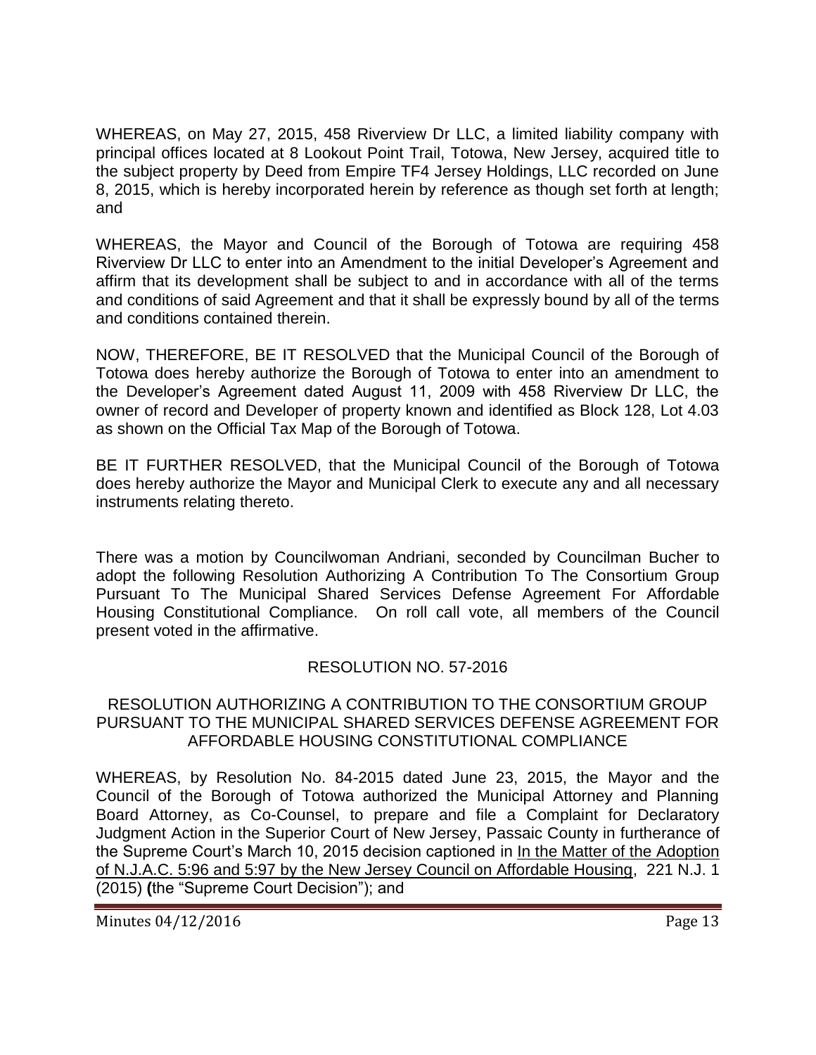WHEREAS, on May 27, 2015, 458 Riverview Dr LLC, a limited liability company with principal offices located at 8 Lookout Point Trail, Totowa, New Jersey, acquired title to the subject property by Deed from Empire TF4 Jersey Holdings, LLC recorded on June 8, 2015, which is hereby incorporated herein by reference as though set forth at length; and

WHEREAS, the Mayor and Council of the Borough of Totowa are requiring 458 Riverview Dr LLC to enter into an Amendment to the initial Developer's Agreement and affirm that its development shall be subject to and in accordance with all of the terms and conditions of said Agreement and that it shall be expressly bound by all of the terms and conditions contained therein.

NOW, THEREFORE, BE IT RESOLVED that the Municipal Council of the Borough of Totowa does hereby authorize the Borough of Totowa to enter into an amendment to the Developer's Agreement dated August 11, 2009 with 458 Riverview Dr LLC, the owner of record and Developer of property known and identified as Block 128, Lot 4.03 as shown on the Official Tax Map of the Borough of Totowa.

BE IT FURTHER RESOLVED, that the Municipal Council of the Borough of Totowa does hereby authorize the Mayor and Municipal Clerk to execute any and all necessary instruments relating thereto.

There was a motion by Councilwoman Andriani, seconded by Councilman Bucher to adopt the following Resolution Authorizing A Contribution To The Consortium Group Pursuant To The Municipal Shared Services Defense Agreement For Affordable Housing Constitutional Compliance. On roll call vote, all members of the Council present voted in the affirmative.

RESOLUTION NO. 57-2016

RESOLUTION AUTHORIZING A CONTRIBUTION TO THE CONSORTIUM GROUP PURSUANT TO THE MUNICIPAL SHARED SERVICES DEFENSE AGREEMENT FOR AFFORDABLE HOUSING CONSTITUTIONAL COMPLIANCE

WHEREAS, by Resolution No. 84-2015 dated June 23, 2015, the Mayor and the Council of the Borough of Totowa authorized the Municipal Attorney and Planning Board Attorney, as Co-Counsel, to prepare and file a Complaint for Declaratory Judgment Action in the Superior Court of New Jersey, Passaic County in furtherance of the Supreme Court's March 10, 2015 decision captioned in In the Matter of the Adoption of N.J.A.C. 5:96 and 5:97 by the New Jersey Council on Affordable Housing, 221 N.J. 1 (2015) **(**the "Supreme Court Decision"); and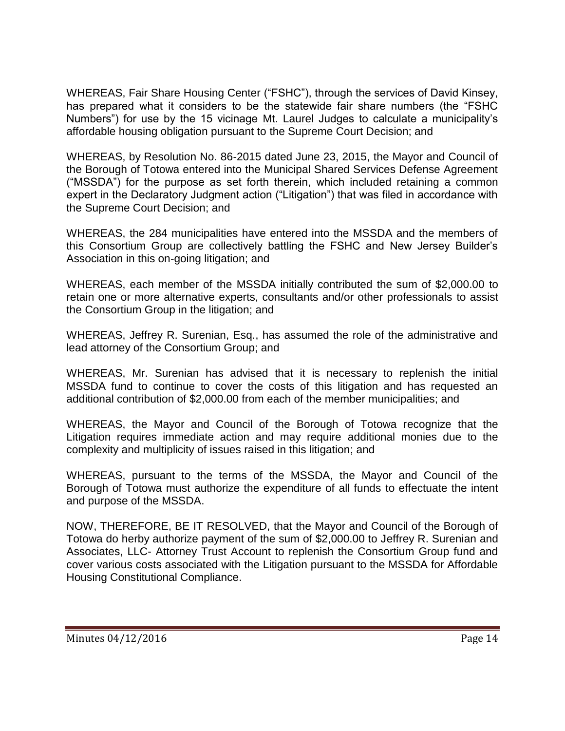WHEREAS, Fair Share Housing Center ("FSHC"), through the services of David Kinsey, has prepared what it considers to be the statewide fair share numbers (the "FSHC Numbers") for use by the 15 vicinage Mt. Laurel Judges to calculate a municipality's affordable housing obligation pursuant to the Supreme Court Decision; and

WHEREAS, by Resolution No. 86-2015 dated June 23, 2015, the Mayor and Council of the Borough of Totowa entered into the Municipal Shared Services Defense Agreement ("MSSDA") for the purpose as set forth therein, which included retaining a common expert in the Declaratory Judgment action ("Litigation") that was filed in accordance with the Supreme Court Decision; and

WHEREAS, the 284 municipalities have entered into the MSSDA and the members of this Consortium Group are collectively battling the FSHC and New Jersey Builder's Association in this on-going litigation; and

WHEREAS, each member of the MSSDA initially contributed the sum of $2,000.00 to retain one or more alternative experts, consultants and/or other professionals to assist the Consortium Group in the litigation; and

WHEREAS, Jeffrey R. Surenian, Esq., has assumed the role of the administrative and lead attorney of the Consortium Group; and

WHEREAS, Mr. Surenian has advised that it is necessary to replenish the initial MSSDA fund to continue to cover the costs of this litigation and has requested an additional contribution of $2,000.00 from each of the member municipalities; and

WHEREAS, the Mayor and Council of the Borough of Totowa recognize that the Litigation requires immediate action and may require additional monies due to the complexity and multiplicity of issues raised in this litigation; and

WHEREAS, pursuant to the terms of the MSSDA, the Mayor and Council of the Borough of Totowa must authorize the expenditure of all funds to effectuate the intent and purpose of the MSSDA.

NOW, THEREFORE, BE IT RESOLVED, that the Mayor and Council of the Borough of Totowa do herby authorize payment of the sum of $2,000.00 to Jeffrey R. Surenian and Associates, LLC- Attorney Trust Account to replenish the Consortium Group fund and cover various costs associated with the Litigation pursuant to the MSSDA for Affordable Housing Constitutional Compliance.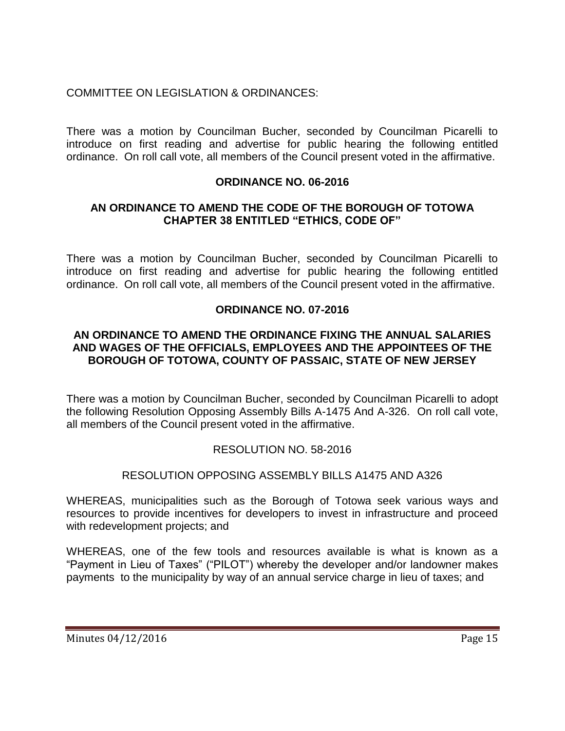COMMITTEE ON LEGISLATION & ORDINANCES:

There was a motion by Councilman Bucher, seconded by Councilman Picarelli to introduce on first reading and advertise for public hearing the following entitled ordinance. On roll call vote, all members of the Council present voted in the affirmative.

**ORDINANCE NO. 06-2016**

**AN ORDINANCE TO AMEND THE CODE OF THE BOROUGH OF TOTOWA CHAPTER 38 ENTITLED "ETHICS, CODE OF"**

There was a motion by Councilman Bucher, seconded by Councilman Picarelli to introduce on first reading and advertise for public hearing the following entitled ordinance. On roll call vote, all members of the Council present voted in the affirmative.

**ORDINANCE NO. 07-2016**

**AN ORDINANCE TO AMEND THE ORDINANCE FIXING THE ANNUAL SALARIES AND WAGES OF THE OFFICIALS, EMPLOYEES AND THE APPOINTEES OF THE BOROUGH OF TOTOWA, COUNTY OF PASSAIC, STATE OF NEW JERSEY**

There was a motion by Councilman Bucher, seconded by Councilman Picarelli to adopt the following Resolution Opposing Assembly Bills A-1475 And A-326. On roll call vote, all members of the Council present voted in the affirmative.

RESOLUTION NO. 58-2016

RESOLUTION OPPOSING ASSEMBLY BILLS A1475 AND A326

WHEREAS, municipalities such as the Borough of Totowa seek various ways and resources to provide incentives for developers to invest in infrastructure and proceed with redevelopment projects; and

WHEREAS, one of the few tools and resources available is what is known as a "Payment in Lieu of Taxes" ("PILOT") whereby the developer and/or landowner makes payments to the municipality by way of an annual service charge in lieu of taxes; and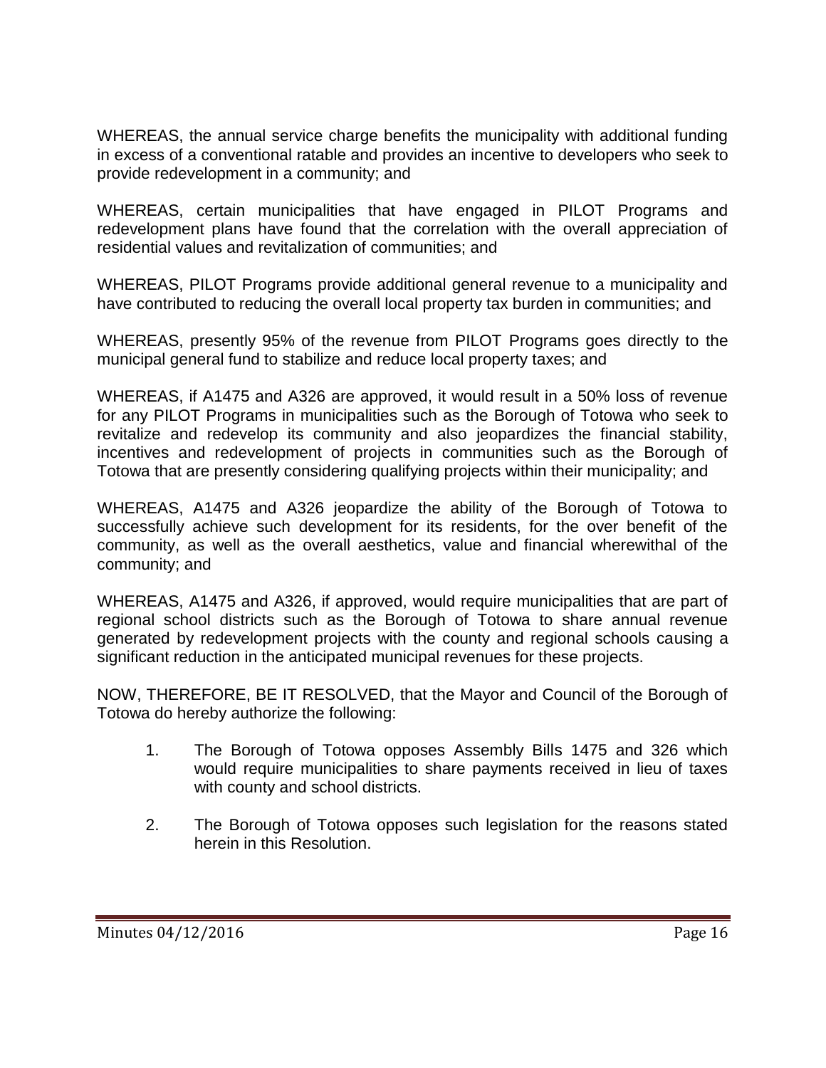WHEREAS, the annual service charge benefits the municipality with additional funding in excess of a conventional ratable and provides an incentive to developers who seek to provide redevelopment in a community; and

WHEREAS, certain municipalities that have engaged in PILOT Programs and redevelopment plans have found that the correlation with the overall appreciation of residential values and revitalization of communities; and

WHEREAS, PILOT Programs provide additional general revenue to a municipality and have contributed to reducing the overall local property tax burden in communities; and

WHEREAS, presently 95% of the revenue from PILOT Programs goes directly to the municipal general fund to stabilize and reduce local property taxes; and

WHEREAS, if A1475 and A326 are approved, it would result in a 50% loss of revenue for any PILOT Programs in municipalities such as the Borough of Totowa who seek to revitalize and redevelop its community and also jeopardizes the financial stability, incentives and redevelopment of projects in communities such as the Borough of Totowa that are presently considering qualifying projects within their municipality; and

WHEREAS, A1475 and A326 jeopardize the ability of the Borough of Totowa to successfully achieve such development for its residents, for the over benefit of the community, as well as the overall aesthetics, value and financial wherewithal of the community; and

WHEREAS, A1475 and A326, if approved, would require municipalities that are part of regional school districts such as the Borough of Totowa to share annual revenue generated by redevelopment projects with the county and regional schools causing a significant reduction in the anticipated municipal revenues for these projects.

NOW, THEREFORE, BE IT RESOLVED, that the Mayor and Council of the Borough of Totowa do hereby authorize the following:

1. The Borough of Totowa opposes Assembly Bills 1475 and 326 which would require municipalities to share payments received in lieu of taxes with county and school districts.

2. The Borough of Totowa opposes such legislation for the reasons stated herein in this Resolution.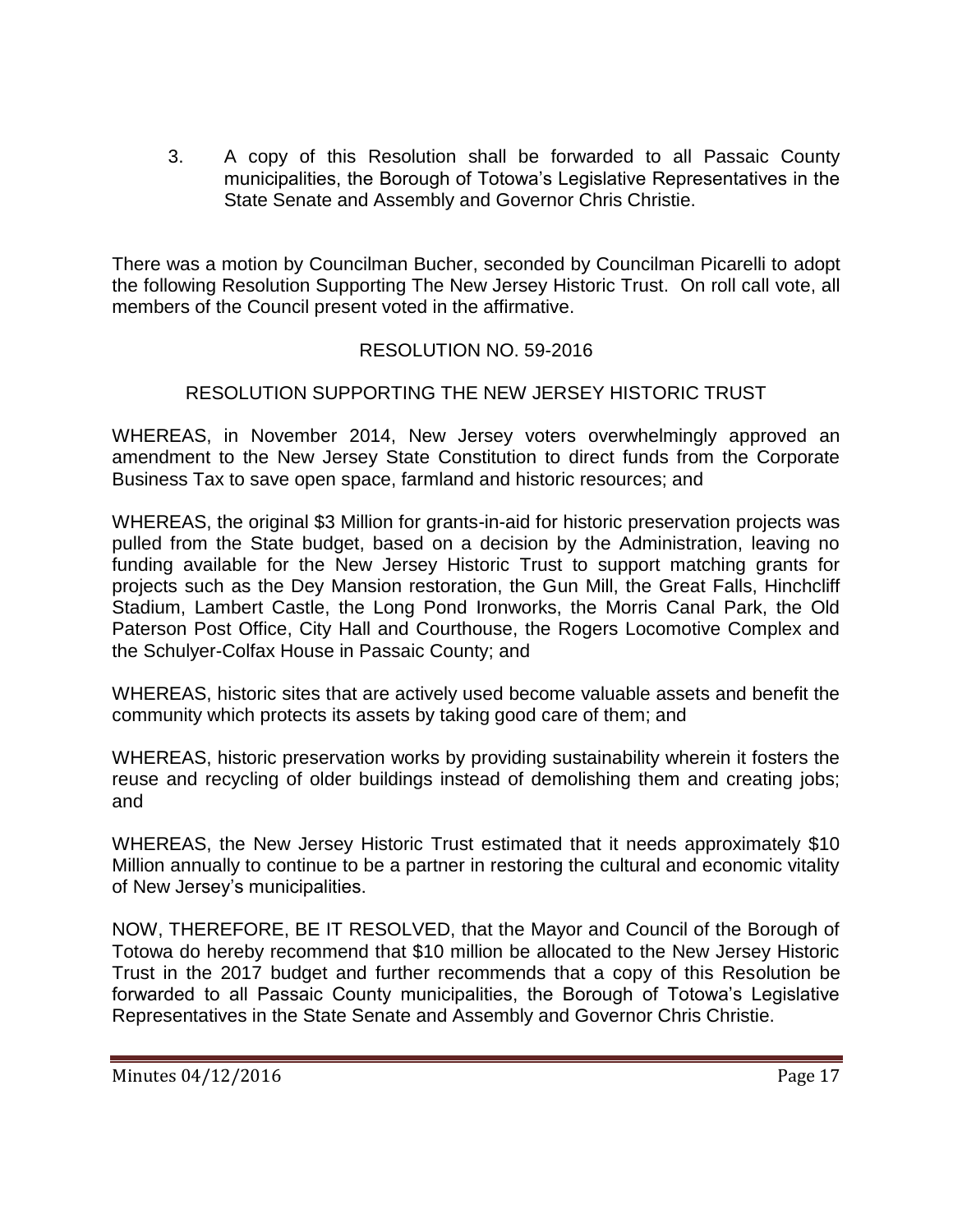3. A copy of this Resolution shall be forwarded to all Passaic County municipalities, the Borough of Totowa's Legislative Representatives in the State Senate and Assembly and Governor Chris Christie.

There was a motion by Councilman Bucher, seconded by Councilman Picarelli to adopt the following Resolution Supporting The New Jersey Historic Trust. On roll call vote, all members of the Council present voted in the affirmative.

RESOLUTION NO. 59-2016

RESOLUTION SUPPORTING THE NEW JERSEY HISTORIC TRUST

WHEREAS, in November 2014, New Jersey voters overwhelmingly approved an amendment to the New Jersey State Constitution to direct funds from the Corporate Business Tax to save open space, farmland and historic resources; and

WHEREAS, the original $3 Million for grants-in-aid for historic preservation projects was pulled from the State budget, based on a decision by the Administration, leaving no funding available for the New Jersey Historic Trust to support matching grants for projects such as the Dey Mansion restoration, the Gun Mill, the Great Falls, Hinchcliff Stadium, Lambert Castle, the Long Pond Ironworks, the Morris Canal Park, the Old Paterson Post Office, City Hall and Courthouse, the Rogers Locomotive Complex and the Schulyer-Colfax House in Passaic County; and

WHEREAS, historic sites that are actively used become valuable assets and benefit the community which protects its assets by taking good care of them; and

WHEREAS, historic preservation works by providing sustainability wherein it fosters the reuse and recycling of older buildings instead of demolishing them and creating jobs; and

WHEREAS, the New Jersey Historic Trust estimated that it needs approximately $10 Million annually to continue to be a partner in restoring the cultural and economic vitality of New Jersey's municipalities.

NOW, THEREFORE, BE IT RESOLVED, that the Mayor and Council of the Borough of Totowa do hereby recommend that $10 million be allocated to the New Jersey Historic Trust in the 2017 budget and further recommends that a copy of this Resolution be forwarded to all Passaic County municipalities, the Borough of Totowa's Legislative Representatives in the State Senate and Assembly and Governor Chris Christie.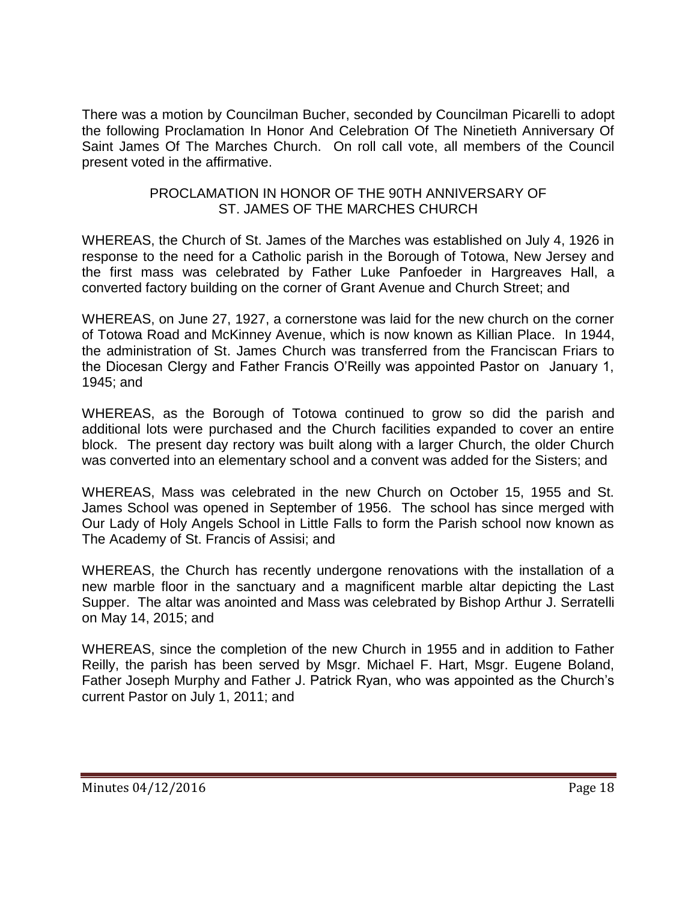There was a motion by Councilman Bucher, seconded by Councilman Picarelli to adopt the following Proclamation In Honor And Celebration Of The Ninetieth Anniversary Of Saint James Of The Marches Church. On roll call vote, all members of the Council present voted in the affirmative.

PROCLAMATION IN HONOR OF THE 90TH ANNIVERSARY OF ST. JAMES OF THE MARCHES CHURCH

WHEREAS, the Church of St. James of the Marches was established on July 4, 1926 in response to the need for a Catholic parish in the Borough of Totowa, New Jersey and the first mass was celebrated by Father Luke Panfoeder in Hargreaves Hall, a converted factory building on the corner of Grant Avenue and Church Street; and

WHEREAS, on June 27, 1927, a cornerstone was laid for the new church on the corner of Totowa Road and McKinney Avenue, which is now known as Killian Place. In 1944, the administration of St. James Church was transferred from the Franciscan Friars to the Diocesan Clergy and Father Francis O'Reilly was appointed Pastor on January 1, 1945; and

WHEREAS, as the Borough of Totowa continued to grow so did the parish and additional lots were purchased and the Church facilities expanded to cover an entire block. The present day rectory was built along with a larger Church, the older Church was converted into an elementary school and a convent was added for the Sisters; and

WHEREAS, Mass was celebrated in the new Church on October 15, 1955 and St. James School was opened in September of 1956. The school has since merged with Our Lady of Holy Angels School in Little Falls to form the Parish school now known as The Academy of St. Francis of Assisi; and

WHEREAS, the Church has recently undergone renovations with the installation of a new marble floor in the sanctuary and a magnificent marble altar depicting the Last Supper. The altar was anointed and Mass was celebrated by Bishop Arthur J. Serratelli on May 14, 2015; and

WHEREAS, since the completion of the new Church in 1955 and in addition to Father Reilly, the parish has been served by Msgr. Michael F. Hart, Msgr. Eugene Boland, Father Joseph Murphy and Father J. Patrick Ryan, who was appointed as the Church's current Pastor on July 1, 2011; and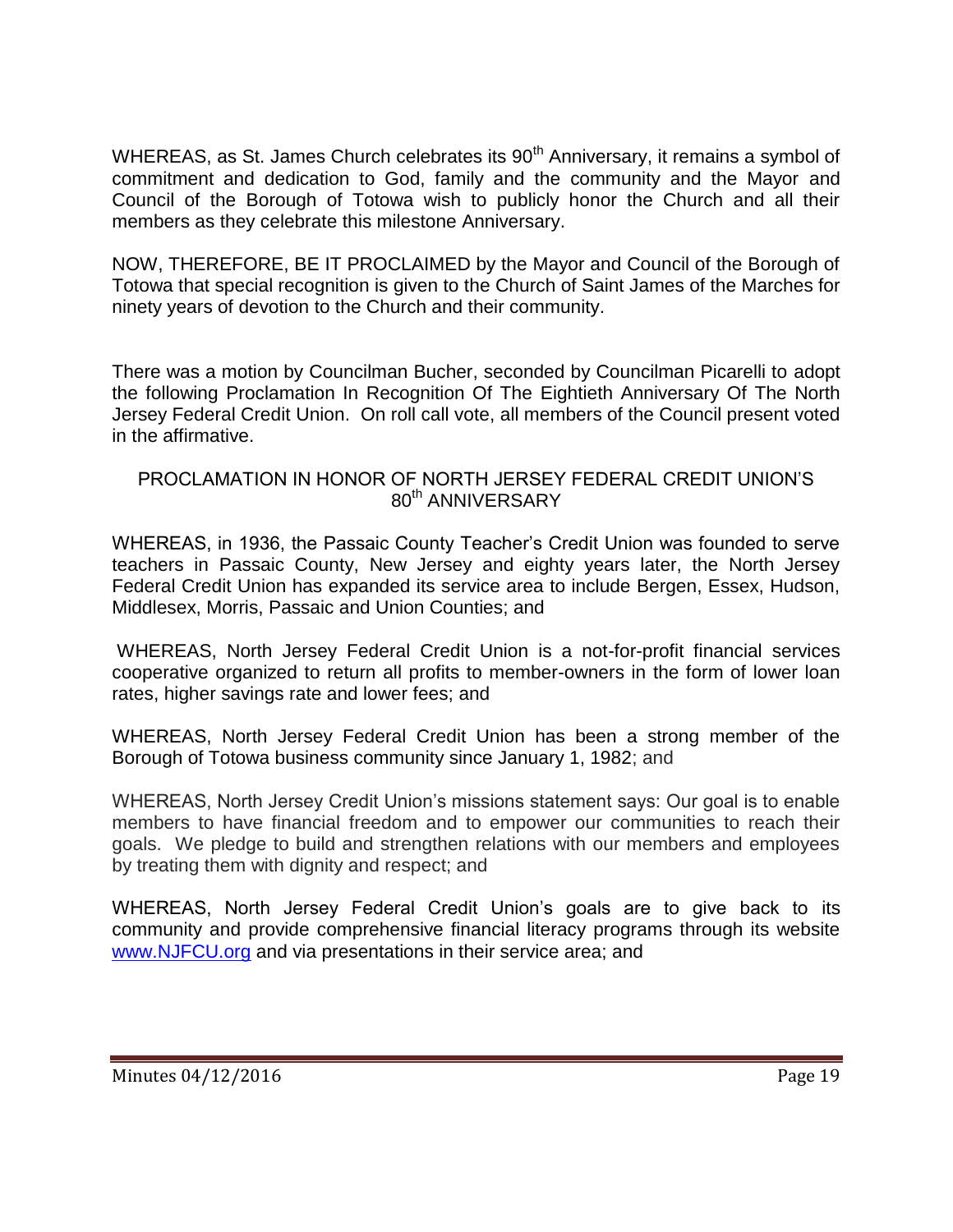WHEREAS, as St. James Church celebrates its 90th Anniversary, it remains a symbol of commitment and dedication to God, family and the community and the Mayor and Council of the Borough of Totowa wish to publicly honor the Church and all their members as they celebrate this milestone Anniversary.

NOW, THEREFORE, BE IT PROCLAIMED by the Mayor and Council of the Borough of Totowa that special recognition is given to the Church of Saint James of the Marches for ninety years of devotion to the Church and their community.

There was a motion by Councilman Bucher, seconded by Councilman Picarelli to adopt the following Proclamation In Recognition Of The Eightieth Anniversary Of The North Jersey Federal Credit Union. On roll call vote, all members of the Council present voted in the affirmative.

PROCLAMATION IN HONOR OF NORTH JERSEY FEDERAL CREDIT UNION'S 80th ANNIVERSARY

WHEREAS, in 1936, the Passaic County Teacher's Credit Union was founded to serve teachers in Passaic County, New Jersey and eighty years later, the North Jersey Federal Credit Union has expanded its service area to include Bergen, Essex, Hudson, Middlesex, Morris, Passaic and Union Counties; and

WHEREAS, North Jersey Federal Credit Union is a not-for-profit financial services cooperative organized to return all profits to member-owners in the form of lower loan rates, higher savings rate and lower fees; and

WHEREAS, North Jersey Federal Credit Union has been a strong member of the Borough of Totowa business community since January 1, 1982; and

WHEREAS, North Jersey Credit Union's missions statement says: Our goal is to enable members to have financial freedom and to empower our communities to reach their goals. We pledge to build and strengthen relations with our members and employees by treating them with dignity and respect; and

WHEREAS, North Jersey Federal Credit Union's goals are to give back to its community and provide comprehensive financial literacy programs through its website www.NJFCU.org and via presentations in their service area; and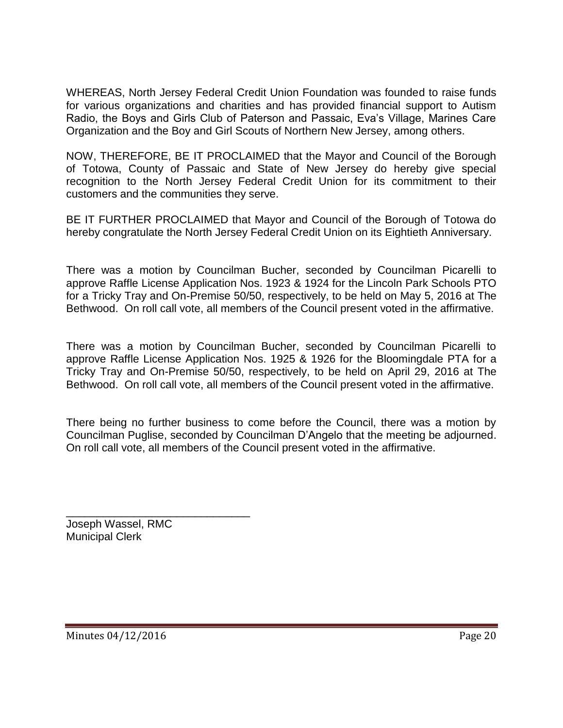WHEREAS, North Jersey Federal Credit Union Foundation was founded to raise funds for various organizations and charities and has provided financial support to Autism Radio, the Boys and Girls Club of Paterson and Passaic, Eva's Village, Marines Care Organization and the Boy and Girl Scouts of Northern New Jersey, among others.

NOW, THEREFORE, BE IT PROCLAIMED that the Mayor and Council of the Borough of Totowa, County of Passaic and State of New Jersey do hereby give special recognition to the North Jersey Federal Credit Union for its commitment to their customers and the communities they serve.

BE IT FURTHER PROCLAIMED that Mayor and Council of the Borough of Totowa do hereby congratulate the North Jersey Federal Credit Union on its Eightieth Anniversary.

There was a motion by Councilman Bucher, seconded by Councilman Picarelli to approve Raffle License Application Nos. 1923 & 1924 for the Lincoln Park Schools PTO for a Tricky Tray and On-Premise 50/50, respectively, to be held on May 5, 2016 at The Bethwood. On roll call vote, all members of the Council present voted in the affirmative.

There was a motion by Councilman Bucher, seconded by Councilman Picarelli to approve Raffle License Application Nos. 1925 & 1926 for the Bloomingdale PTA for a Tricky Tray and On-Premise 50/50, respectively, to be held on April 29, 2016 at The Bethwood. On roll call vote, all members of the Council present voted in the affirmative.

There being no further business to come before the Council, there was a motion by Councilman Puglise, seconded by Councilman D'Angelo that the meeting be adjourned. On roll call vote, all members of the Council present voted in the affirmative.

\_\_\_\_\_\_\_\_\_\_\_\_\_\_\_\_\_\_\_\_\_\_\_\_\_\_\_\_\_\_

Joseph Wassel, RMC
Municipal Clerk